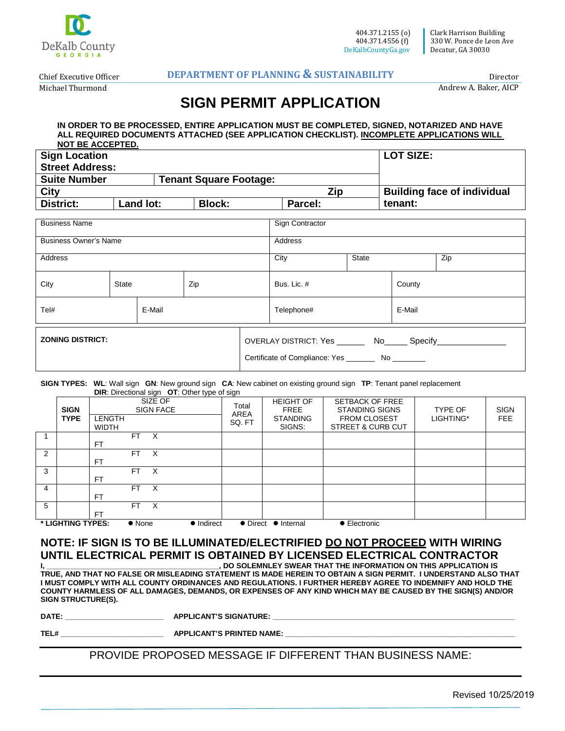DeKalb County
GEORGIA

404.371.2155 (o)
404.371.4556 (f)
DeKalbCountyGa.gov

Clark Harrison Building
330 W. Ponce de Leon Ave
Decatur, GA 30030

Chief Executive Officer
Michael Thurmond

**DEPARTMENT OF PLANNING & SUSTAINABILITY**

Director
Andrew A. Baker, AICP

# SIGN PERMIT APPLICATION

**IN ORDER TO BE PROCESSED, ENTIRE APPLICATION MUST BE COMPLETED, SIGNED, NOTARIZED AND HAVE ALL REQUIRED DOCUMENTS ATTACHED (SEE APPLICATION CHECKLIST). INCOMPLETE APPLICATIONS WILL NOT BE ACCEPTED.**

| **Sign Location Street Address:** | | | | **LOT SIZE:** |
|---|---|---|---|---|
| **Suite Number** | **Tenant Square Footage:** | | | |
| **City** | | | **Zip** | **Building face of individual tenant:** |
| **District:** | **Land lot:** | **Block:** | **Parcel:** | |

| Business Name | | | Sign Contractor | | |
|---|---|---|---|---|---|
| Business Owner's Name | | | Address | | |
| Address | | | City | State | Zip |
| City | State | Zip | Bus. Lic. # | County | |
| Tel# | E-Mail | | Telephone# | E-Mail | |

| **ZONING DISTRICT:** | OVERLAY DISTRICT: Yes ______ No_____ Specify_______________<br>Certificate of Compliance: Yes _______ No ________ |
|---|---|

**SIGN TYPES: WL**: Wall sign **GN**: New ground sign **CA**: New cabinet on existing ground sign **TP**: Tenant panel replacement **DIR**: Directional sign **OT**: Other type of sign

| | SIGN TYPE | SIZE OF SIGN FACE LENGTH WIDTH | Total AREA SQ. FT | HEIGHT OF FREE STANDING SIGNS: | SETBACK OF FREE STANDING SIGNS FROM CLOSEST STREET & CURB CUT | TYPE OF LIGHTING* | SIGN FEE |
|---|---|---|---|---|---|---|---|
| 1 | | FT X FT | | | | | |
| 2 | | FT X FT | | | | | |
| 3 | | FT X FT | | | | | |
| 4 | | FT X FT | | | | | |
| 5 | | FT X FT | | | | | |

**\* LIGHTING TYPES:** ● None ● Indirect ● Direct ● Internal ● Electronic

## NOTE: IF SIGN IS TO BE ILLUMINATED/ELECTRIFIED DO NOT PROCEED WITH WIRING UNTIL ELECTRICAL PERMIT IS OBTAINED BY LICENSED ELECTRICAL CONTRACTOR

**I, ____________________________________, DO SOLEMNLEY SWEAR THAT THE INFORMATION ON THIS APPLICATION IS TRUE, AND THAT NO FALSE OR MISLEADING STATEMENT IS MADE HEREIN TO OBTAIN A SIGN PERMIT. I UNDERSTAND ALSO THAT I MUST COMPLY WITH ALL COUNTY ORDINANCES AND REGULATIONS. I FURTHER HEREBY AGREE TO INDEMNIFY AND HOLD THE COUNTY HARMLESS OF ALL DAMAGES, DEMANDS, OR EXPENSES OF ANY KIND WHICH MAY BE CAUSED BY THE SIGN(S) AND/OR SIGN STRUCTURE(S).**

**DATE:** ________________________ **APPLICANT'S SIGNATURE:** ____________________________________________

**TEL#** ________________________ **APPLICANT'S PRINTED NAME:** ____________________________________________

PROVIDE PROPOSED MESSAGE IF DIFFERENT THAN BUSINESS NAME:

Revised 10/25/2019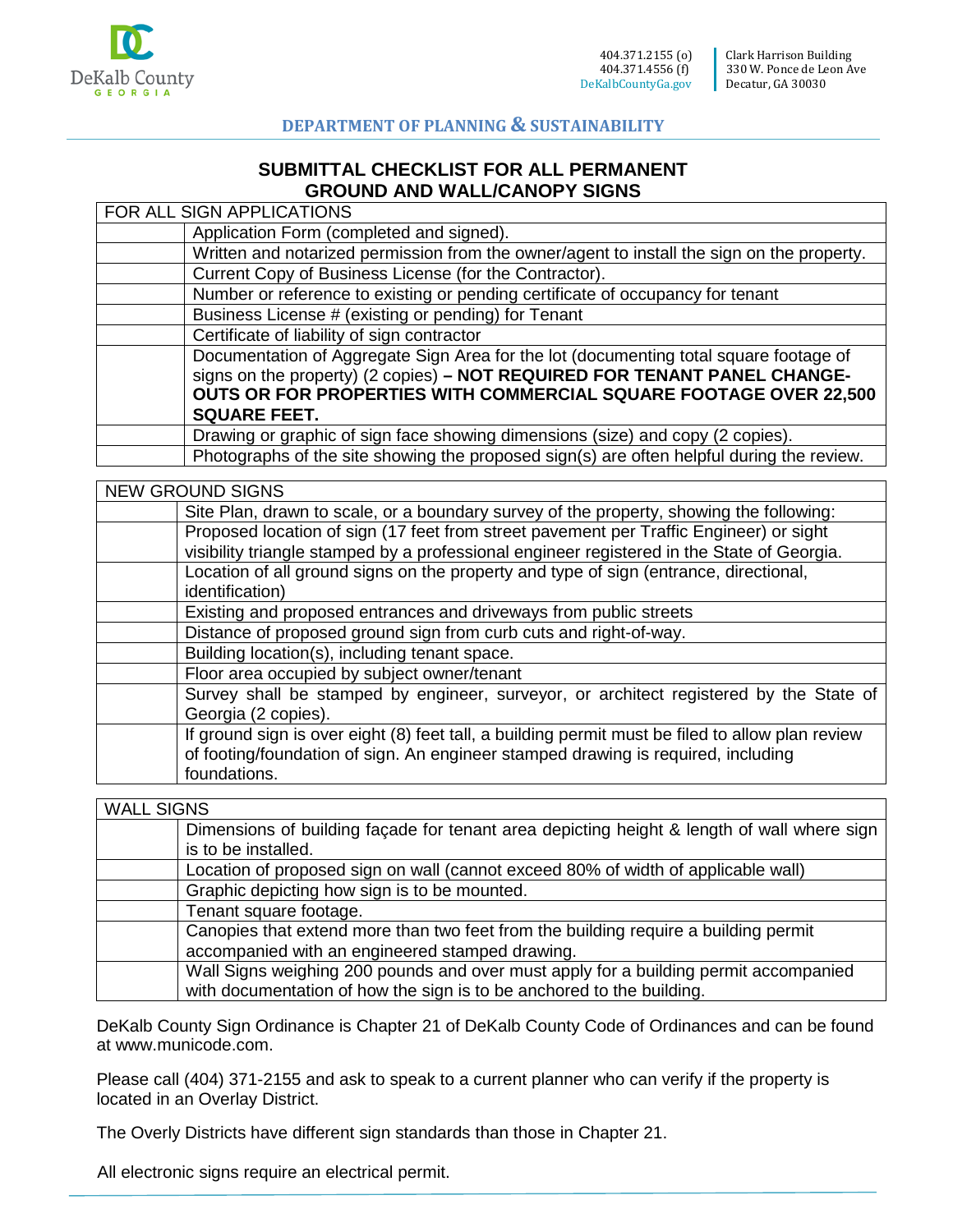DeKalb County GEORGIA

404.371.2155 (o)
404.371.4556 (f)
DeKalbCountyGa.gov

Clark Harrison Building
330 W. Ponce de Leon Ave
Decatur, GA 30030

**DEPARTMENT OF PLANNING & SUSTAINABILITY**

## SUBMITTAL CHECKLIST FOR ALL PERMANENT GROUND AND WALL/CANOPY SIGNS

| FOR ALL SIGN APPLICATIONS | |
|---|---|
| | Application Form (completed and signed). |
| | Written and notarized permission from the owner/agent to install the sign on the property. |
| | Current Copy of Business License (for the Contractor). |
| | Number or reference to existing or pending certificate of occupancy for tenant |
| | Business License # (existing or pending) for Tenant |
| | Certificate of liability of sign contractor |
| | Documentation of Aggregate Sign Area for the lot (documenting total square footage of signs on the property) (2 copies) **– NOT REQUIRED FOR TENANT PANEL CHANGE-OUTS OR FOR PROPERTIES WITH COMMERCIAL SQUARE FOOTAGE OVER 22,500 SQUARE FEET.** |
| | Drawing or graphic of sign face showing dimensions (size) and copy (2 copies). |
| | Photographs of the site showing the proposed sign(s) are often helpful during the review. |

| NEW GROUND SIGNS | |
|---|---|
| | Site Plan, drawn to scale, or a boundary survey of the property, showing the following: |
| | Proposed location of sign (17 feet from street pavement per Traffic Engineer) or sight visibility triangle stamped by a professional engineer registered in the State of Georgia. |
| | Location of all ground signs on the property and type of sign (entrance, directional, identification) |
| | Existing and proposed entrances and driveways from public streets |
| | Distance of proposed ground sign from curb cuts and right-of-way. |
| | Building location(s), including tenant space. |
| | Floor area occupied by subject owner/tenant |
| | Survey shall be stamped by engineer, surveyor, or architect registered by the State of Georgia (2 copies). |
| | If ground sign is over eight (8) feet tall, a building permit must be filed to allow plan review of footing/foundation of sign. An engineer stamped drawing is required, including foundations. |

| WALL SIGNS | |
|---|---|
| | Dimensions of building façade for tenant area depicting height & length of wall where sign is to be installed. |
| | Location of proposed sign on wall (cannot exceed 80% of width of applicable wall) |
| | Graphic depicting how sign is to be mounted. |
| | Tenant square footage. |
| | Canopies that extend more than two feet from the building require a building permit accompanied with an engineered stamped drawing. |
| | Wall Signs weighing 200 pounds and over must apply for a building permit accompanied with documentation of how the sign is to be anchored to the building. |

DeKalb County Sign Ordinance is Chapter 21 of DeKalb County Code of Ordinances and can be found at www.municode.com.

Please call (404) 371-2155 and ask to speak to a current planner who can verify if the property is located in an Overlay District.

The Overly Districts have different sign standards than those in Chapter 21.

All electronic signs require an electrical permit.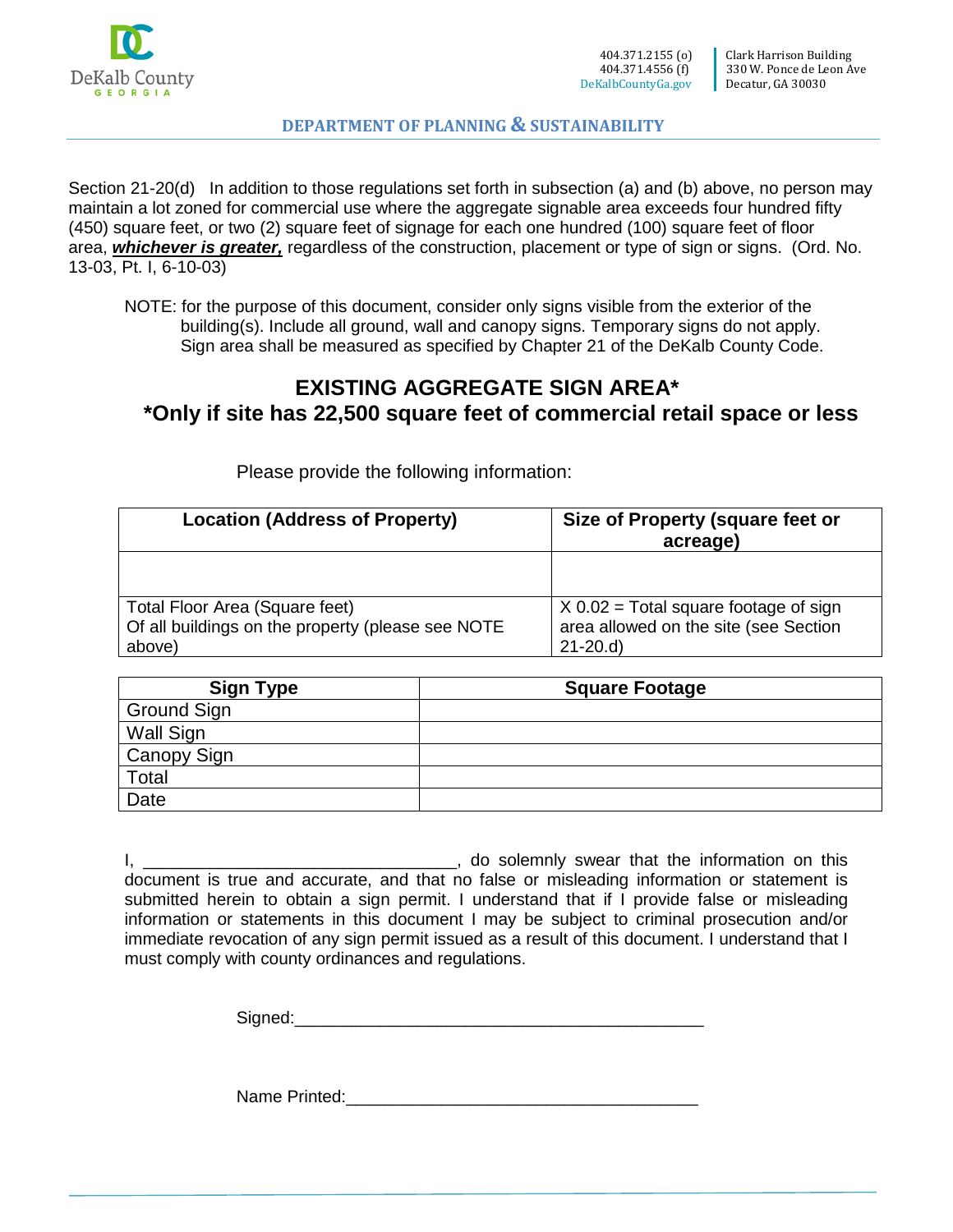DeKalb County GEORGIA

404.371.2155 (o)
404.371.4556 (f)
DeKalbCountyGa.gov

Clark Harrison Building
330 W. Ponce de Leon Ave
Decatur, GA 30030

**DEPARTMENT OF PLANNING & SUSTAINABILITY**

Section 21-20(d) In addition to those regulations set forth in subsection (a) and (b) above, no person may maintain a lot zoned for commercial use where the aggregate signable area exceeds four hundred fifty (450) square feet, or two (2) square feet of signage for each one hundred (100) square feet of floor area, ***whichever is greater,*** regardless of the construction, placement or type of sign or signs. (Ord. No. 13-03, Pt. I, 6-10-03)

NOTE: for the purpose of this document, consider only signs visible from the exterior of the building(s). Include all ground, wall and canopy signs. Temporary signs do not apply. Sign area shall be measured as specified by Chapter 21 of the DeKalb County Code.

## EXISTING AGGREGATE SIGN AREA*
## *Only if site has 22,500 square feet of commercial retail space or less

Please provide the following information:

| Location (Address of Property) | Size of Property (square feet or acreage) |
|---|---|
| | |
| Total Floor Area (Square feet) Of all buildings on the property (please see NOTE above) | X 0.02 = Total square footage of sign area allowed on the site (see Section 21-20.d) |

| Sign Type | Square Footage |
|---|---|
| Ground Sign | |
| Wall Sign | |
| Canopy Sign | |
| Total | |
| Date | |

I, ________________________________, do solemnly swear that the information on this document is true and accurate, and that no false or misleading information or statement is submitted herein to obtain a sign permit. I understand that if I provide false or misleading information or statements in this document I may be subject to criminal prosecution and/or immediate revocation of any sign permit issued as a result of this document. I understand that I must comply with county ordinances and regulations.

Signed:___________________________________________

Name Printed:____________________________________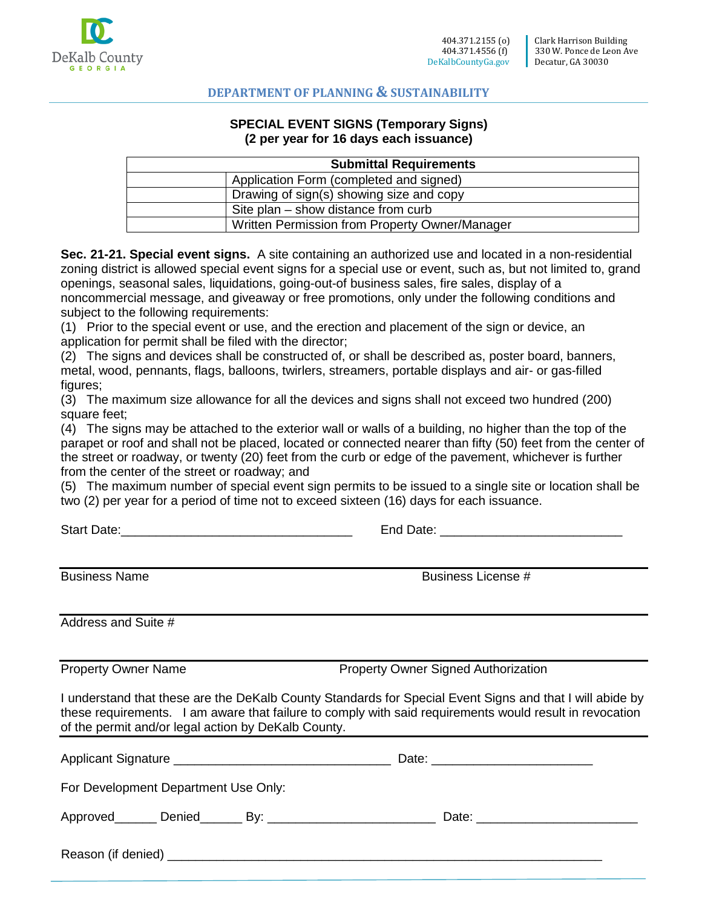404.371.2155 (o)
404.371.4556 (f)
DeKalbCountyGa.gov

Clark Harrison Building
330 W. Ponce de Leon Ave
Decatur, GA 30030

**DEPARTMENT OF PLANNING & SUSTAINABILITY**

## SPECIAL EVENT SIGNS (Temporary Signs)
## (2 per year for 16 days each issuance)

| | Submittal Requirements |
|---|---|
| | Application Form (completed and signed) |
| | Drawing of sign(s) showing size and copy |
| | Site plan – show distance from curb |
| | Written Permission from Property Owner/Manager |

**Sec. 21-21. Special event signs.** A site containing an authorized use and located in a non-residential zoning district is allowed special event signs for a special use or event, such as, but not limited to, grand openings, seasonal sales, liquidations, going-out-of business sales, fire sales, display of a noncommercial message, and giveaway or free promotions, only under the following conditions and subject to the following requirements:

(1) Prior to the special event or use, and the erection and placement of the sign or device, an application for permit shall be filed with the director;

(2) The signs and devices shall be constructed of, or shall be described as, poster board, banners, metal, wood, pennants, flags, balloons, twirlers, streamers, portable displays and air- or gas-filled figures;

(3) The maximum size allowance for all the devices and signs shall not exceed two hundred (200) square feet;

(4) The signs may be attached to the exterior wall or walls of a building, no higher than the top of the parapet or roof and shall not be placed, located or connected nearer than fifty (50) feet from the center of the street or roadway, or twenty (20) feet from the curb or edge of the pavement, whichever is further from the center of the street or roadway; and

(5) The maximum number of special event sign permits to be issued to a single site or location shall be two (2) per year for a period of time not to exceed sixteen (16) days for each issuance.

Start Date:_________________________________ End Date: __________________________

______________________________________________________________________
Business Name                                                            Business License #

______________________________________________________________________
Address and Suite #

______________________________________________________________________
Property Owner Name                                    Property Owner Signed Authorization

I understand that these are the DeKalb County Standards for Special Event Signs and that I will abide by these requirements. I am aware that failure to comply with said requirements would result in revocation of the permit and/or legal action by DeKalb County.

Applicant Signature _______________________________ Date: ______________________

For Development Department Use Only:

Approved______ Denied______ By: ________________________ Date: ______________________

Reason (if denied) ______________________________________________________________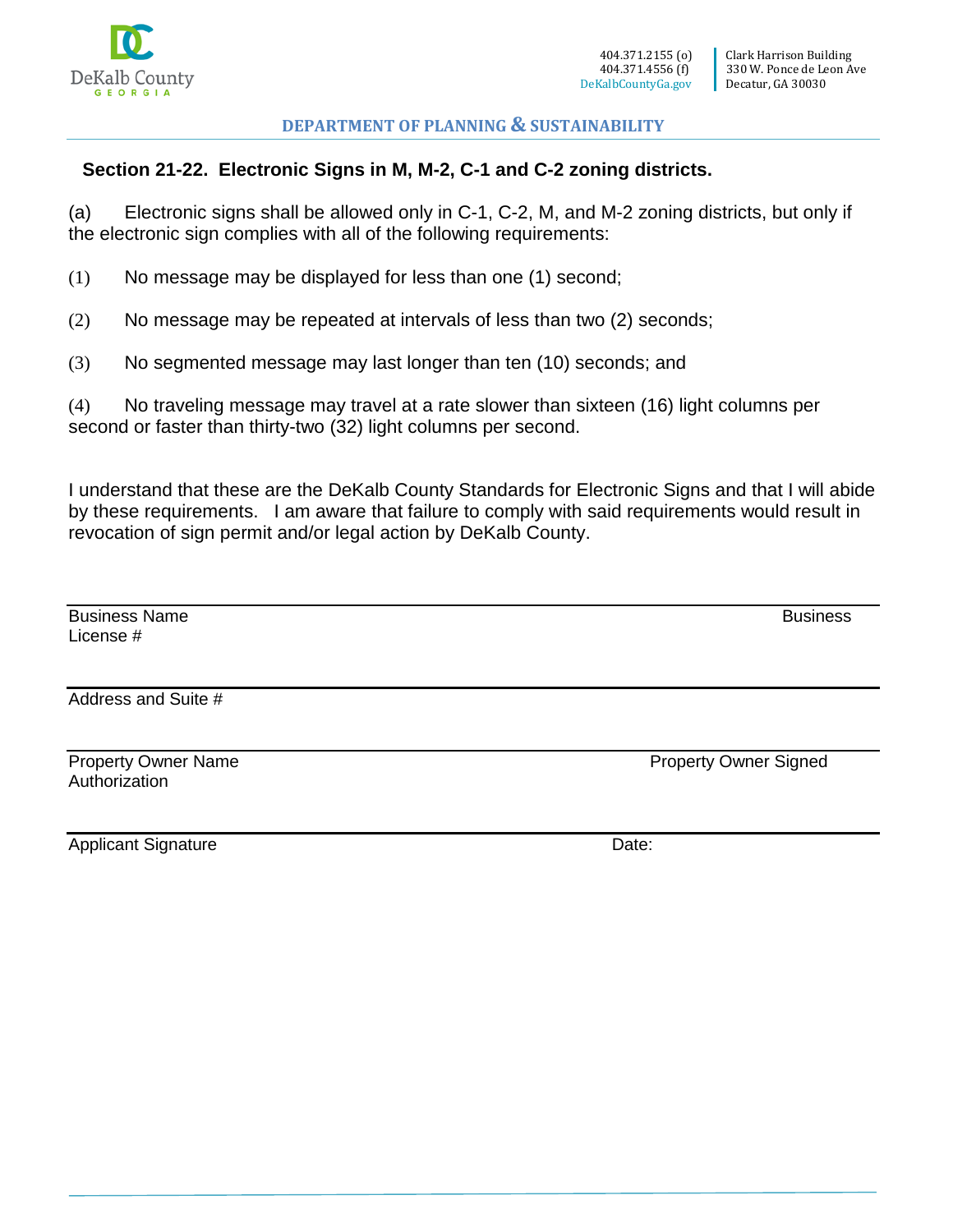DeKalb County GEORGIA

404.371.2155 (o)
404.371.4556 (f)
DeKalbCountyGa.gov

Clark Harrison Building
330 W. Ponce de Leon Ave
Decatur, GA 30030

**DEPARTMENT OF PLANNING & SUSTAINABILITY**

## Section 21-22. Electronic Signs in M, M-2, C-1 and C-2 zoning districts.

(a) Electronic signs shall be allowed only in C-1, C-2, M, and M-2 zoning districts, but only if the electronic sign complies with all of the following requirements:

(1) No message may be displayed for less than one (1) second;

(2) No message may be repeated at intervals of less than two (2) seconds;

(3) No segmented message may last longer than ten (10) seconds; and

(4) No traveling message may travel at a rate slower than sixteen (16) light columns per second or faster than thirty-two (32) light columns per second.

I understand that these are the DeKalb County Standards for Electronic Signs and that I will abide by these requirements. I am aware that failure to comply with said requirements would result in revocation of sign permit and/or legal action by DeKalb County.

Business Name  Business License #

Address and Suite #

Property Owner Name  Property Owner Signed Authorization

Applicant Signature  Date: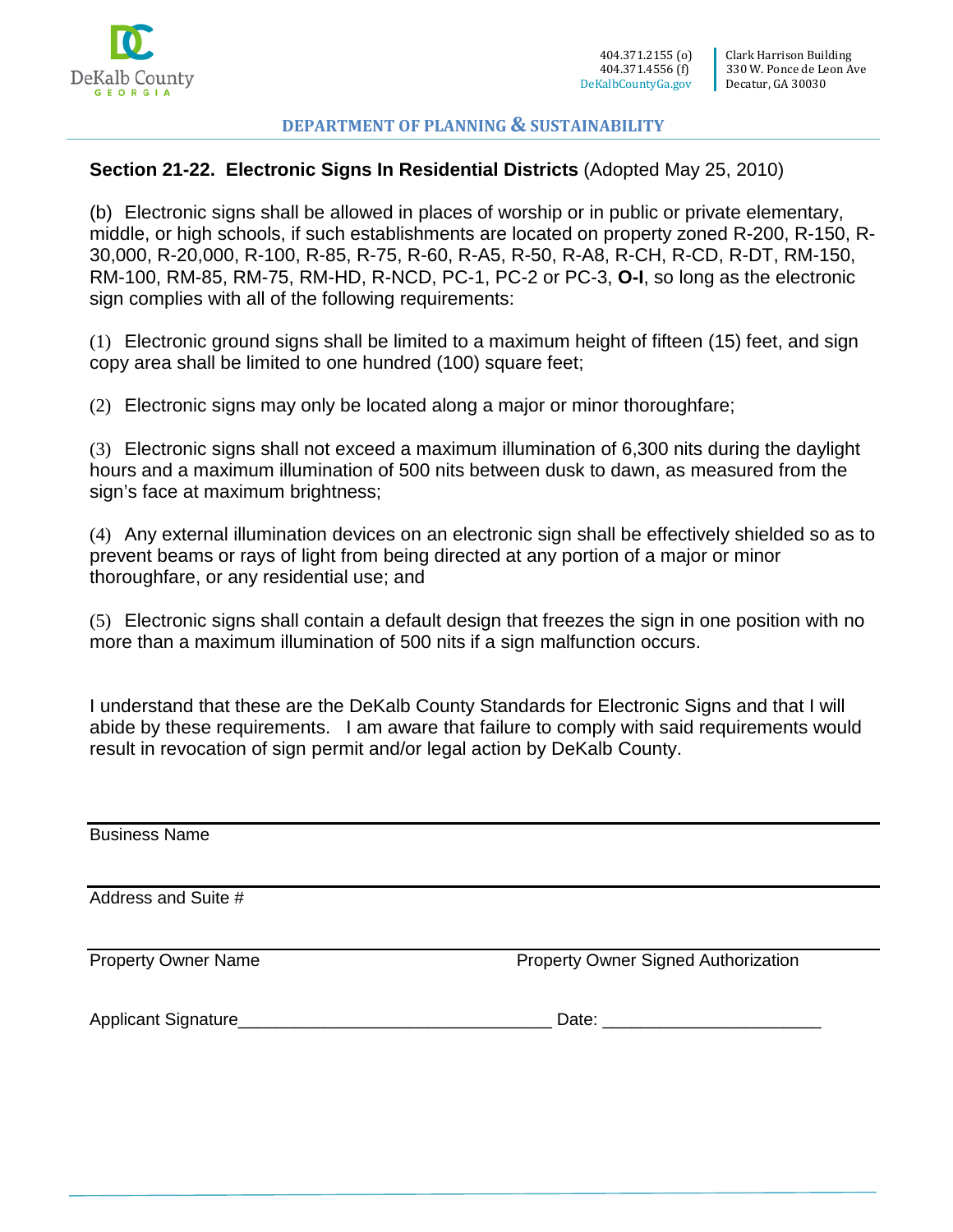DeKalb County GEORGIA

404.371.2155 (o)
404.371.4556 (f)
DeKalbCountyGa.gov

Clark Harrison Building
330 W. Ponce de Leon Ave
Decatur, GA 30030

**DEPARTMENT OF PLANNING & SUSTAINABILITY**

**Section 21-22. Electronic Signs In Residential Districts** (Adopted May 25, 2010)

(b) Electronic signs shall be allowed in places of worship or in public or private elementary, middle, or high schools, if such establishments are located on property zoned R-200, R-150, R-30,000, R-20,000, R-100, R-85, R-75, R-60, R-A5, R-50, R-A8, R-CH, R-CD, R-DT, RM-150, RM-100, RM-85, RM-75, RM-HD, R-NCD, PC-1, PC-2 or PC-3, **O-I**, so long as the electronic sign complies with all of the following requirements:

(1) Electronic ground signs shall be limited to a maximum height of fifteen (15) feet, and sign copy area shall be limited to one hundred (100) square feet;

(2) Electronic signs may only be located along a major or minor thoroughfare;

(3) Electronic signs shall not exceed a maximum illumination of 6,300 nits during the daylight hours and a maximum illumination of 500 nits between dusk to dawn, as measured from the sign's face at maximum brightness;

(4) Any external illumination devices on an electronic sign shall be effectively shielded so as to prevent beams or rays of light from being directed at any portion of a major or minor thoroughfare, or any residential use; and

(5) Electronic signs shall contain a default design that freezes the sign in one position with no more than a maximum illumination of 500 nits if a sign malfunction occurs.

I understand that these are the DeKalb County Standards for Electronic Signs and that I will abide by these requirements. I am aware that failure to comply with said requirements would result in revocation of sign permit and/or legal action by DeKalb County.

Business Name

Address and Suite #

Property Owner Name　　　　　　　　　　Property Owner Signed Authorization

Applicant Signature________________________________ Date: ______________________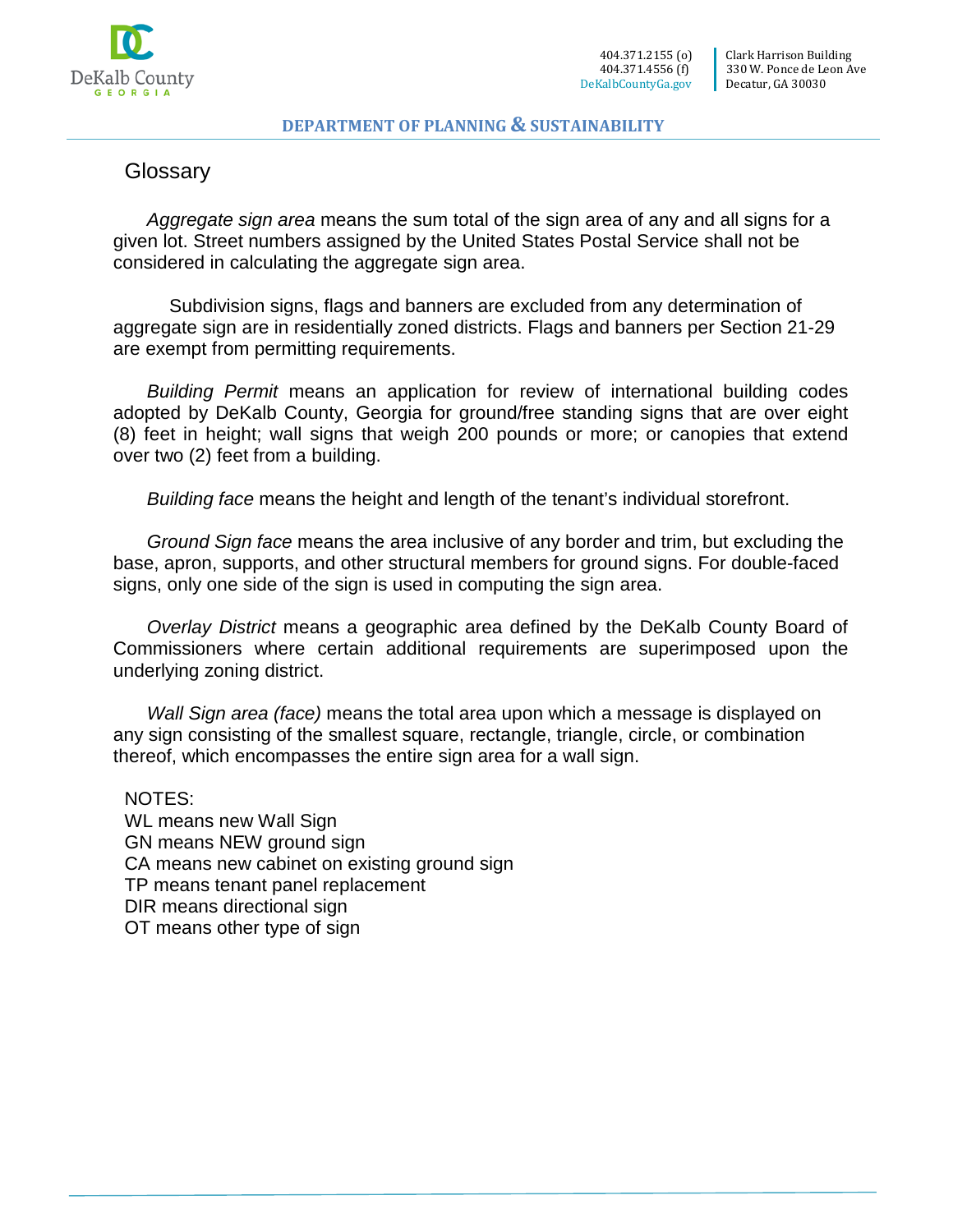# Glossary

*Aggregate sign area* means the sum total of the sign area of any and all signs for a given lot. Street numbers assigned by the United States Postal Service shall not be considered in calculating the aggregate sign area.

Subdivision signs, flags and banners are excluded from any determination of aggregate sign are in residentially zoned districts. Flags and banners per Section 21-29 are exempt from permitting requirements.

*Building Permit* means an application for review of international building codes adopted by DeKalb County, Georgia for ground/free standing signs that are over eight (8) feet in height; wall signs that weigh 200 pounds or more; or canopies that extend over two (2) feet from a building.

*Building face* means the height and length of the tenant's individual storefront.

*Ground Sign face* means the area inclusive of any border and trim, but excluding the base, apron, supports, and other structural members for ground signs. For double-faced signs, only one side of the sign is used in computing the sign area.

*Overlay District* means a geographic area defined by the DeKalb County Board of Commissioners where certain additional requirements are superimposed upon the underlying zoning district.

*Wall Sign area (face)* means the total area upon which a message is displayed on any sign consisting of the smallest square, rectangle, triangle, circle, or combination thereof, which encompasses the entire sign area for a wall sign.

NOTES:
WL means new Wall Sign
GN means NEW ground sign
CA means new cabinet on existing ground sign
TP means tenant panel replacement
DIR means directional sign
OT means other type of sign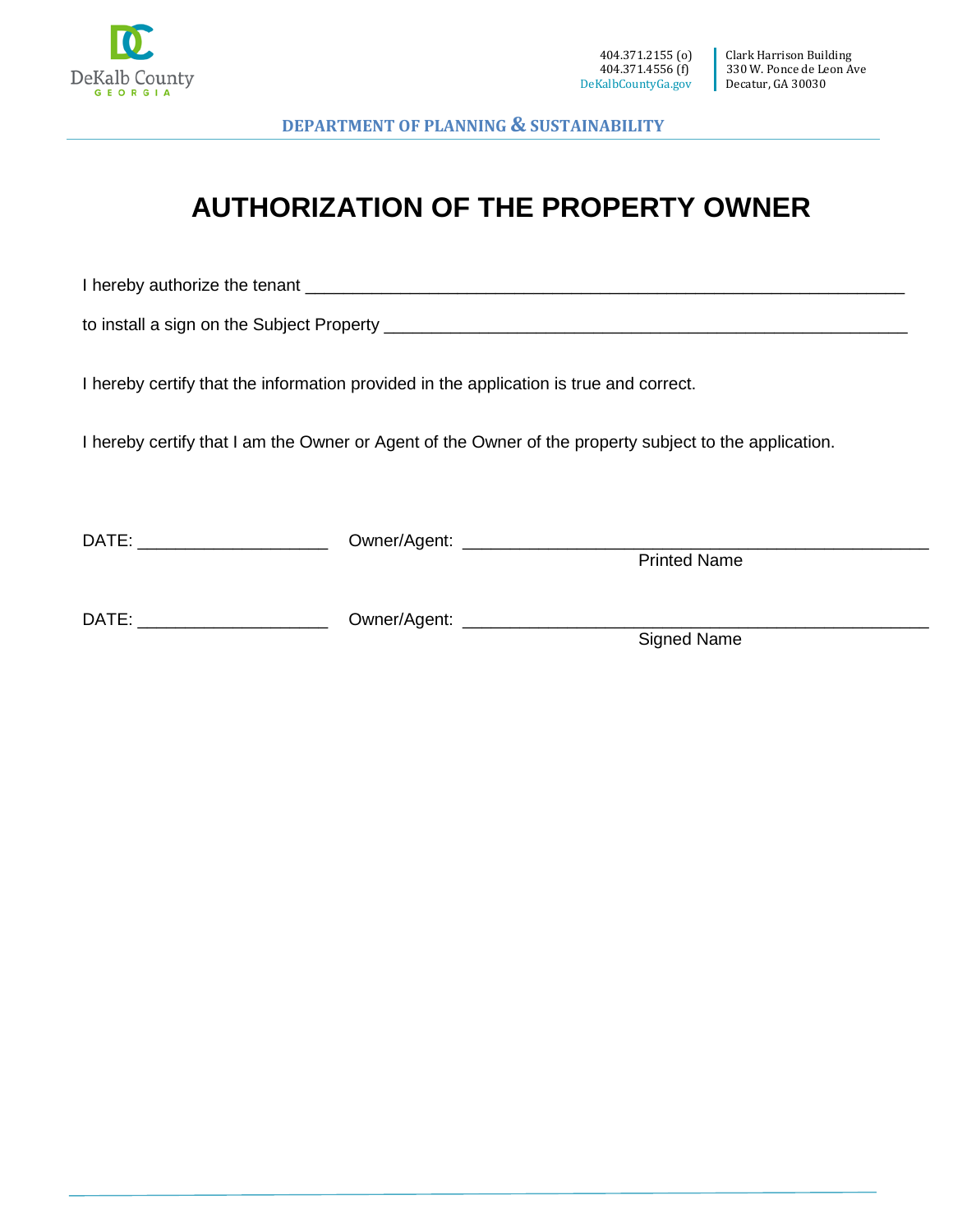DeKalb County GEORGIA

404.371.2155 (o)
404.371.4556 (f)
DeKalbCountyGa.gov

Clark Harrison Building
330 W. Ponce de Leon Ave
Decatur, GA 30030

**DEPARTMENT OF PLANNING & SUSTAINABILITY**

# AUTHORIZATION OF THE PROPERTY OWNER

I hereby authorize the tenant ______________________________________________________________

to install a sign on the Subject Property _______________________________________________________

I hereby certify that the information provided in the application is true and correct.

I hereby certify that I am the Owner or Agent of the Owner of the property subject to the application.

DATE: ____________________ Owner/Agent: ____________________________________________________
Printed Name

DATE: ____________________ Owner/Agent: ____________________________________________________
Signed Name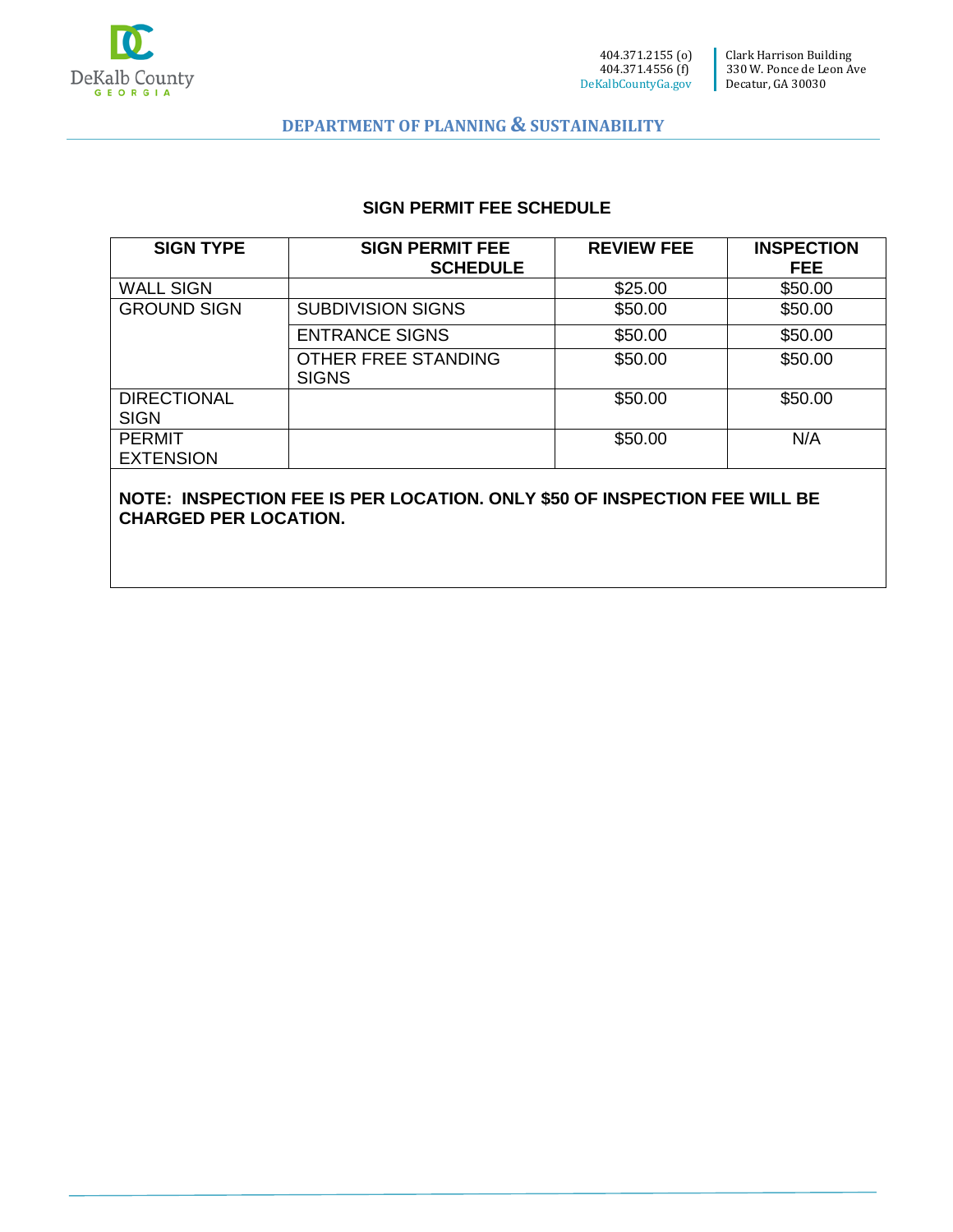DeKalb County GEORGIA

404.371.2155 (o)
404.371.4556 (f)
DeKalbCountyGa.gov

Clark Harrison Building
330 W. Ponce de Leon Ave
Decatur, GA 30030

**DEPARTMENT OF PLANNING & SUSTAINABILITY**

## SIGN PERMIT FEE SCHEDULE

| SIGN TYPE | SIGN PERMIT FEE SCHEDULE | REVIEW FEE | INSPECTION FEE |
|---|---|---|---|
| WALL SIGN | | $25.00 | $50.00 |
| GROUND SIGN | SUBDIVISION SIGNS | $50.00 | $50.00 |
| | ENTRANCE SIGNS | $50.00 | $50.00 |
| | OTHER FREE STANDING SIGNS | $50.00 | $50.00 |
| DIRECTIONAL SIGN | | $50.00 | $50.00 |
| PERMIT EXTENSION | | $50.00 | N/A |

**NOTE: INSPECTION FEE IS PER LOCATION. ONLY $50 OF INSPECTION FEE WILL BE CHARGED PER LOCATION.**